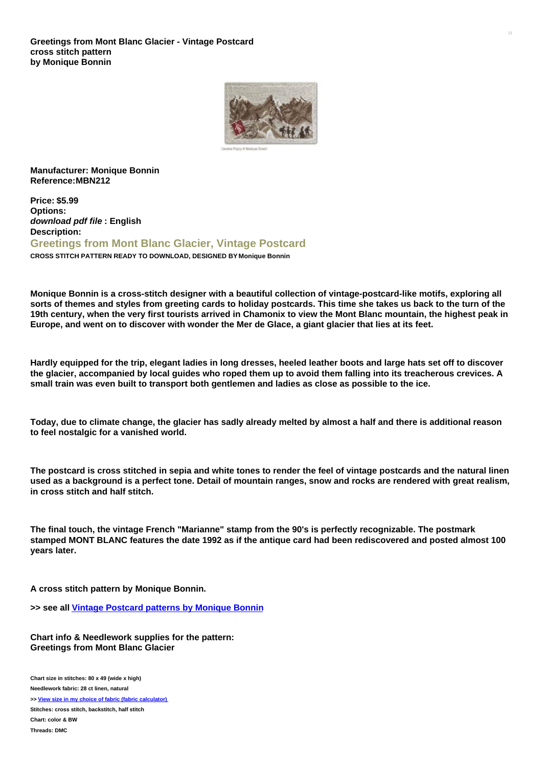**Greetings from Mont Blanc Glacier - Vintage Postcard cross stitch pattern by Monique Bonnin**

Creative Poppy © Monique Bonnin

**Manufacturer: Monique Bonnin**
**Reference:MBN212**

**Price: $5.99**
**Options:**
***download pdf file* : English**
**Description:**

## Greetings from Mont Blanc Glacier, Vintage Postcard

**CROSS STITCH PATTERN READY TO DOWNLOAD, DESIGNED BY Monique Bonnin**

**Monique Bonnin is a cross-stitch designer with a beautiful collection of vintage-postcard-like motifs, exploring all sorts of themes and styles from greeting cards to holiday postcards. This time she takes us back to the turn of the 19th century, when the very first tourists arrived in Chamonix to view the Mont Blanc mountain, the highest peak in Europe, and went on to discover with wonder the Mer de Glace, a giant glacier that lies at its feet.**

**Hardly equipped for the trip, elegant ladies in long dresses, heeled leather boots and large hats set off to discover the glacier, accompanied by local guides who roped them up to avoid them falling into its treacherous crevices. A small train was even built to transport both gentlemen and ladies as close as possible to the ice.**

**Today, due to climate change, the glacier has sadly already melted by almost a half and there is additional reason to feel nostalgic for a vanished world.**

**The postcard is cross stitched in sepia and white tones to render the feel of vintage postcards and the natural linen used as a background is a perfect tone. Detail of mountain ranges, snow and rocks are rendered with great realism, in cross stitch and half stitch.**

**The final touch, the vintage French "Marianne" stamp from the 90's is perfectly recognizable. The postmark stamped MONT BLANC features the date 1992 as if the antique card had been rediscovered and posted almost 100 years later.**

**A cross stitch pattern by Monique Bonnin.**

**>> see all [Vintage Postcard patterns by Monique Bonnin]**

**Chart info & Needlework supplies for the pattern: Greetings from Mont Blanc Glacier**

**Chart size in stitches: 80 x 49 (wide x high)**
**Needlework fabric: 28 ct linen, natural**
**>> [View size in my choice of fabric (fabric calculator)]**
**Stitches: cross stitch, backstitch, half stitch**
**Chart: color & BW**
**Threads: DMC**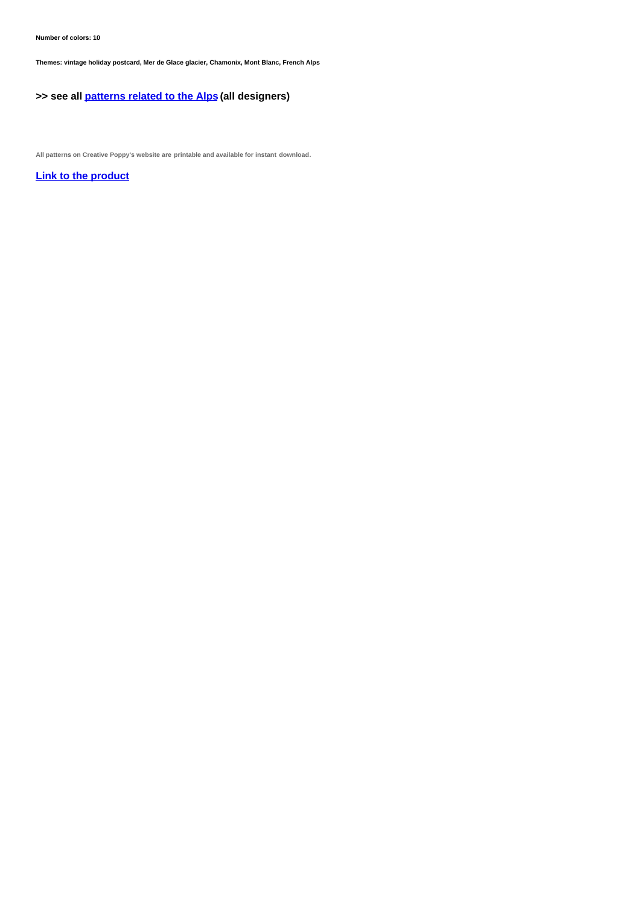**Number of colors: 10**

**Themes: vintage holiday postcard, Mer de Glace glacier, Chamonix, Mont Blanc, French Alps**

**>> see all [patterns related to the Alps] (all designers)**

All patterns on Creative Poppy's website are printable and available for instant download.

**[Link to the product]**